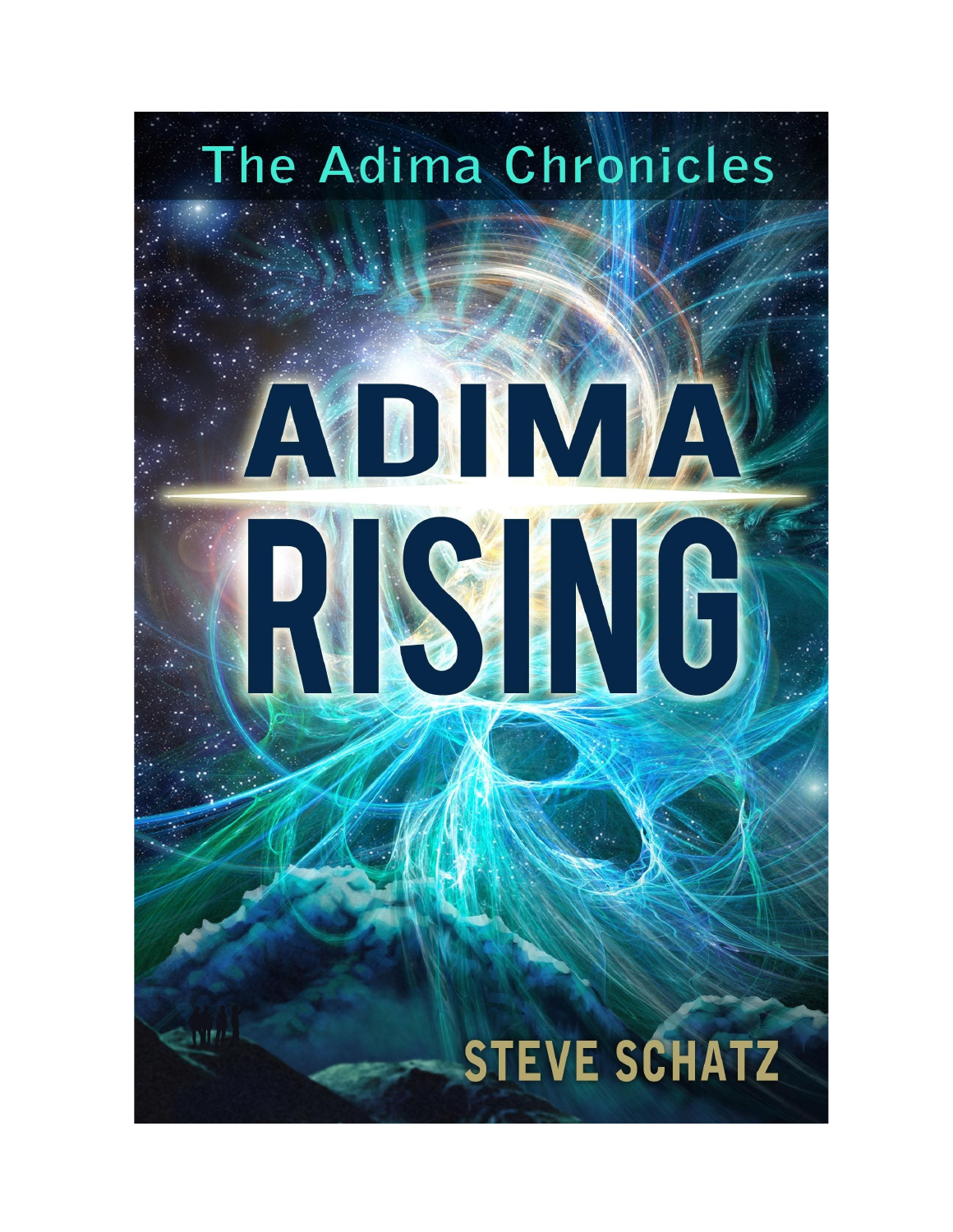The Adima Chronicles

# ADIMA RISING

STEVE SCHATZ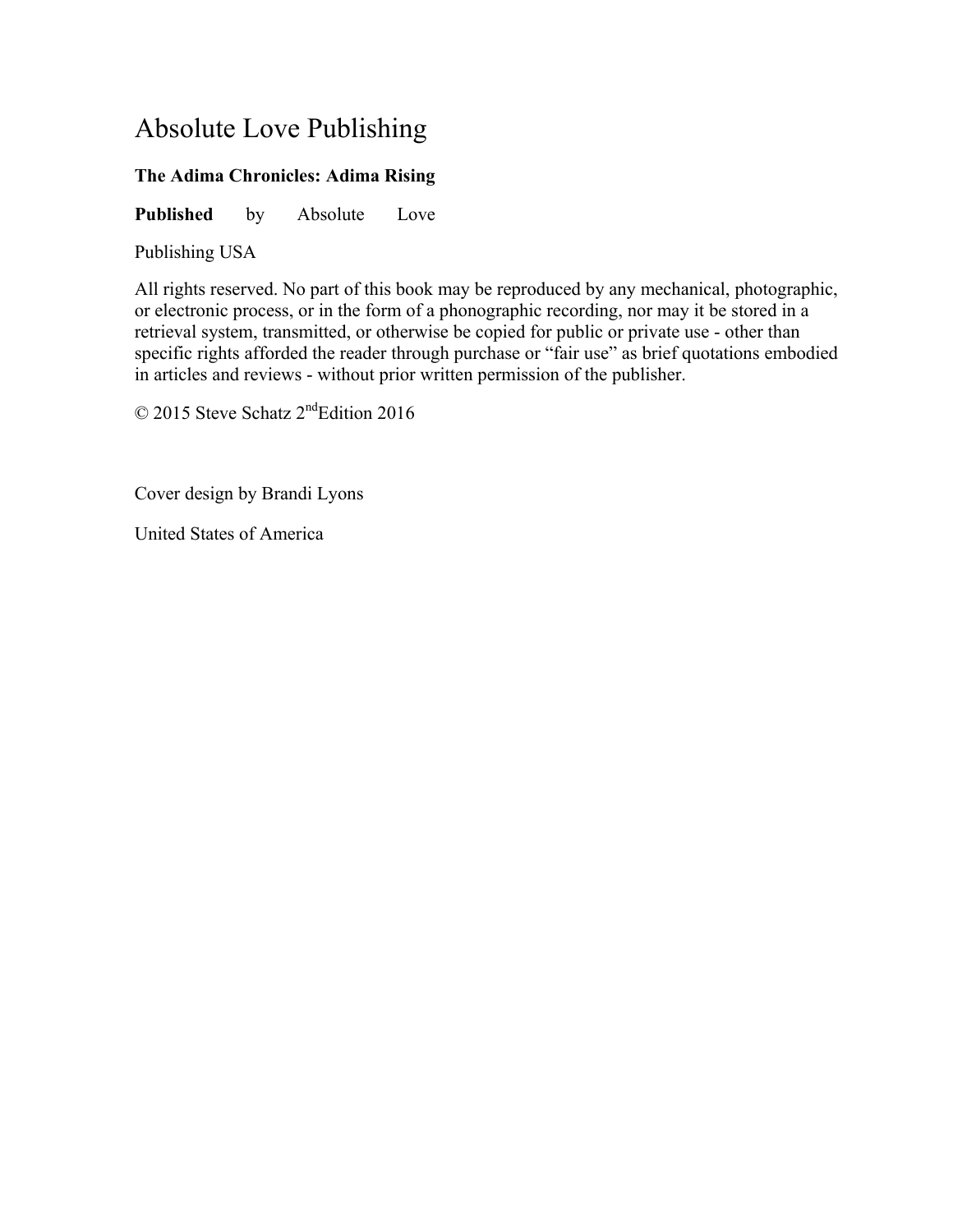# Absolute Love Publishing

**The Adima Chronicles: Adima Rising**

**Published** by Absolute Love Publishing USA

All rights reserved. No part of this book may be reproduced by any mechanical, photographic, or electronic process, or in the form of a phonographic recording, nor may it be stored in a retrieval system, transmitted, or otherwise be copied for public or private use - other than specific rights afforded the reader through purchase or "fair use" as brief quotations embodied in articles and reviews - without prior written permission of the publisher.

© 2015 Steve Schatz 2nd Edition 2016

Cover design by Brandi Lyons

United States of America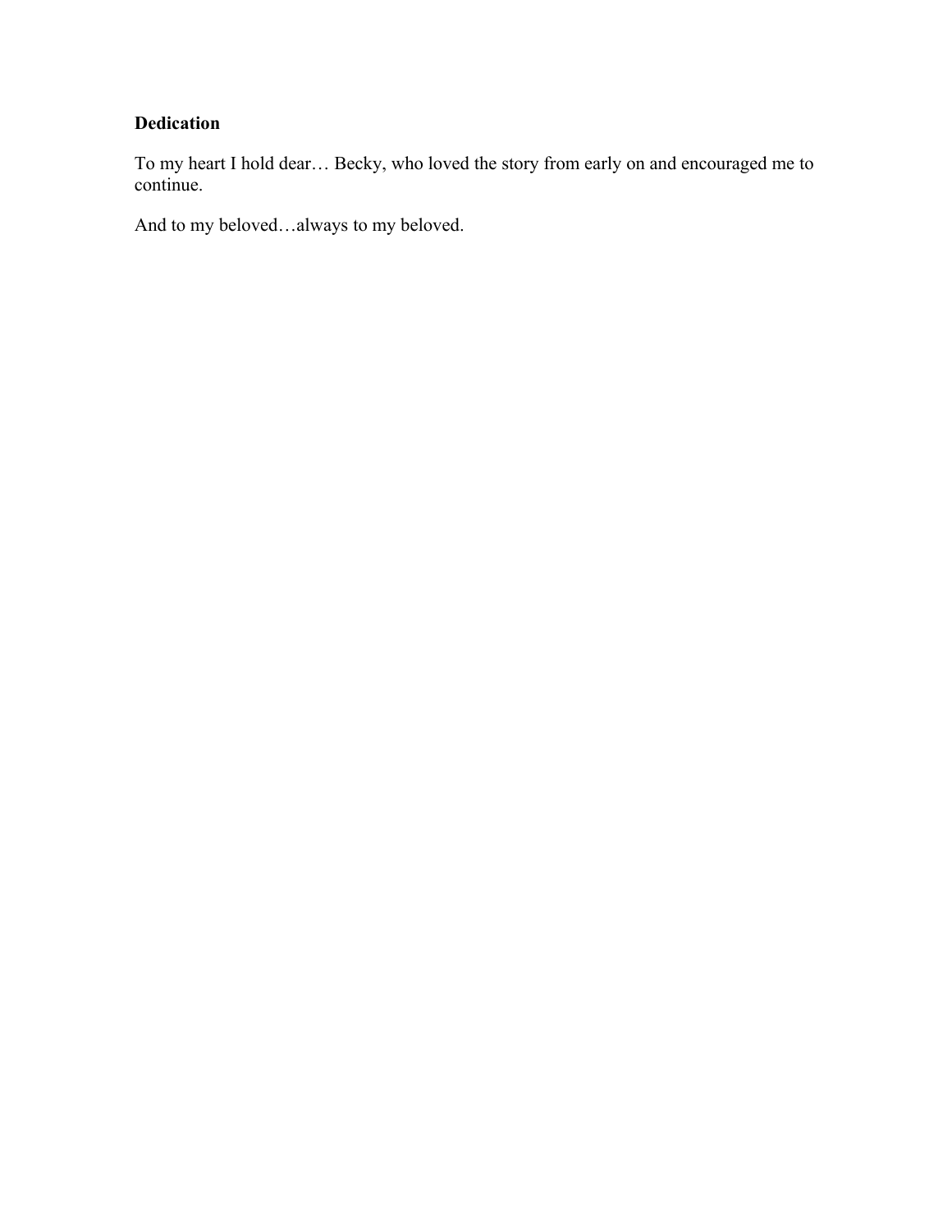**Dedication**

To my heart I hold dear… Becky, who loved the story from early on and encouraged me to continue.

And to my beloved…always to my beloved.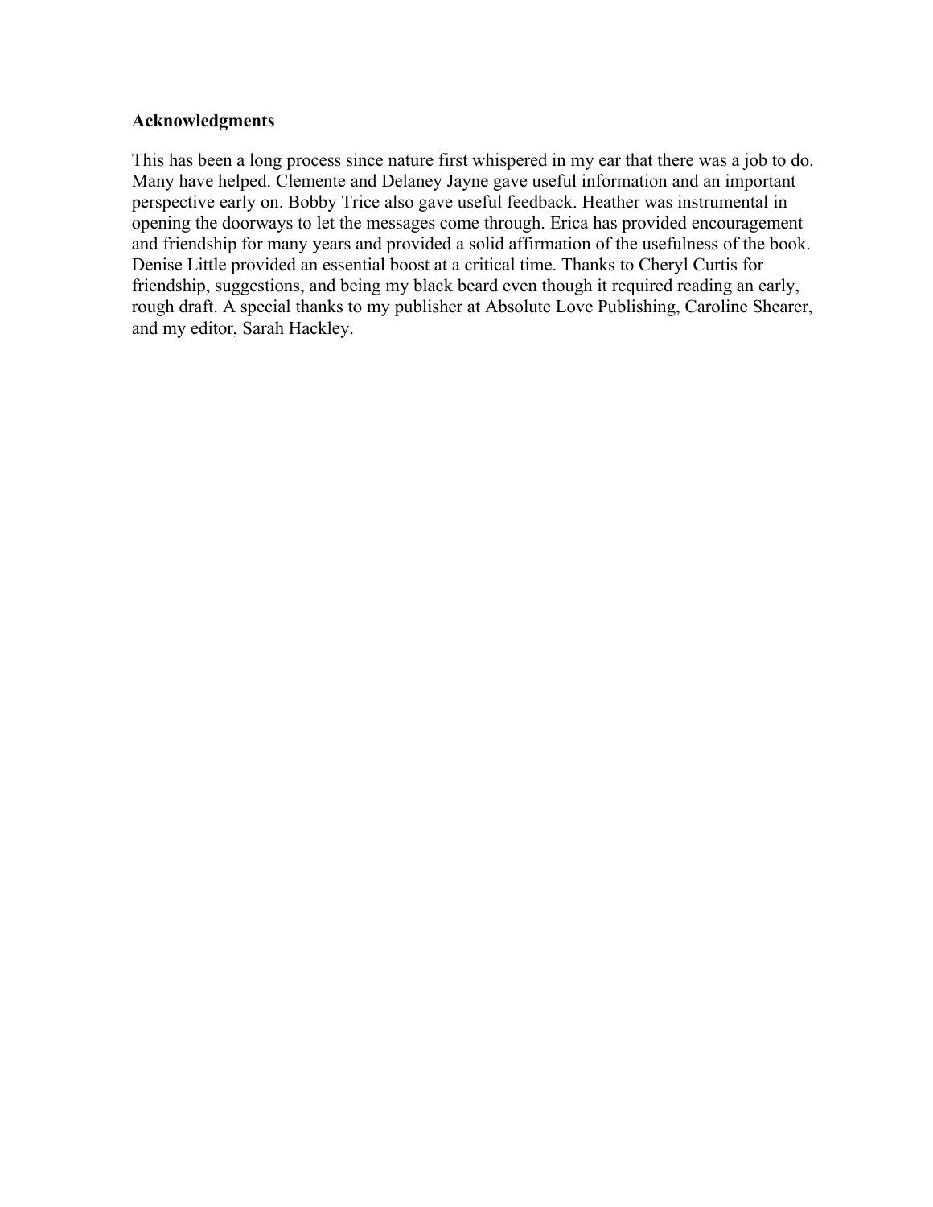**Acknowledgments**

This has been a long process since nature first whispered in my ear that there was a job to do. Many have helped. Clemente and Delaney Jayne gave useful information and an important perspective early on. Bobby Trice also gave useful feedback. Heather was instrumental in opening the doorways to let the messages come through. Erica has provided encouragement and friendship for many years and provided a solid affirmation of the usefulness of the book. Denise Little provided an essential boost at a critical time. Thanks to Cheryl Curtis for friendship, suggestions, and being my black beard even though it required reading an early, rough draft. A special thanks to my publisher at Absolute Love Publishing, Caroline Shearer, and my editor, Sarah Hackley.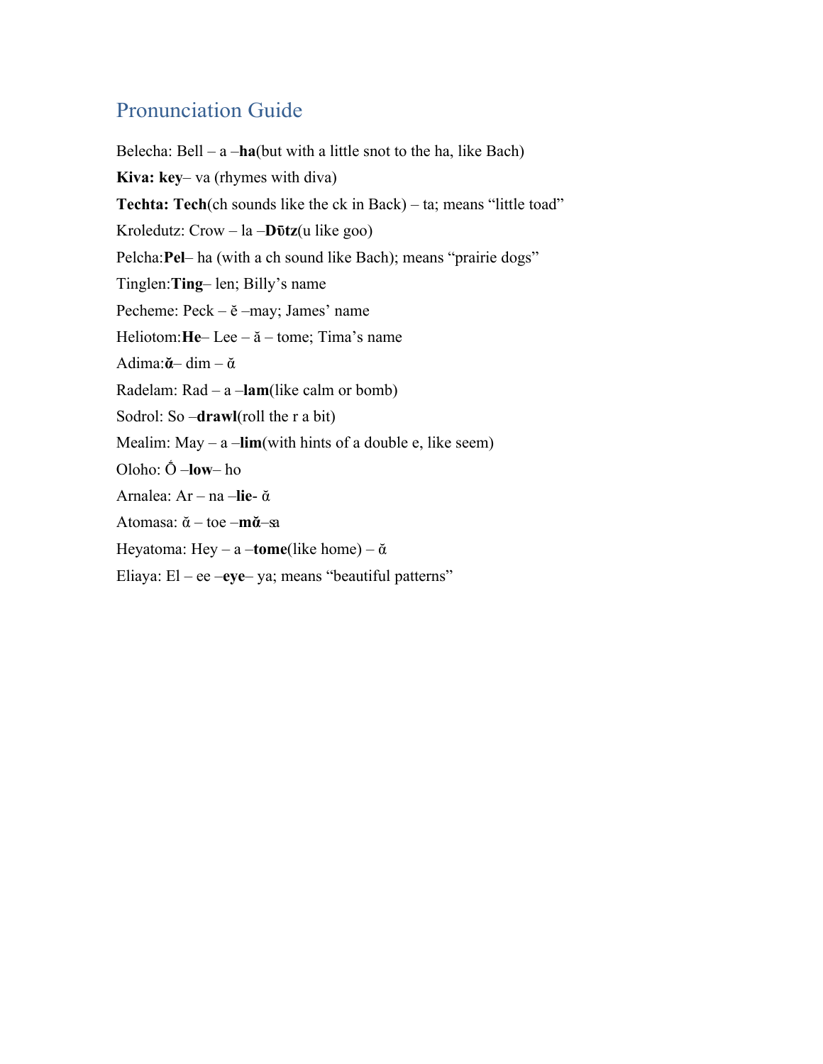## Pronunciation Guide

Belecha: Bell – a –**ha**(but with a little snot to the ha, like Bach)

**Kiva: key**– va (rhymes with diva)

**Techta: Tech**(ch sounds like the ck in Back) – ta; means "little toad"

Kroledutz: Crow – la –**Dūtz**(u like goo)

Pelcha:**Pel**– ha (with a ch sound like Bach); means "prairie dogs"

Tinglen:**Ting**– len; Billy's name

Pecheme: Peck – ĕ –may; James' name

Heliotom:**He**– Lee – ă – tome; Tima's name

Adima:**ᾰ**– dim – ᾰ

Radelam: Rad – a –**lam**(like calm or bomb)

Sodrol: So –**drawl**(roll the r a bit)

Mealim: May – a –**lim**(with hints of a double e, like seem)

Oloho: Ŏ –**low**– ho

Arnalea: Ar – na –**lie**- ᾰ

Atomasa: ᾰ – toe –**mᾰ**–sa

Heyatoma: Hey – a –**tome**(like home) – ᾰ

Eliaya: El – ee –**eye**– ya; means "beautiful patterns"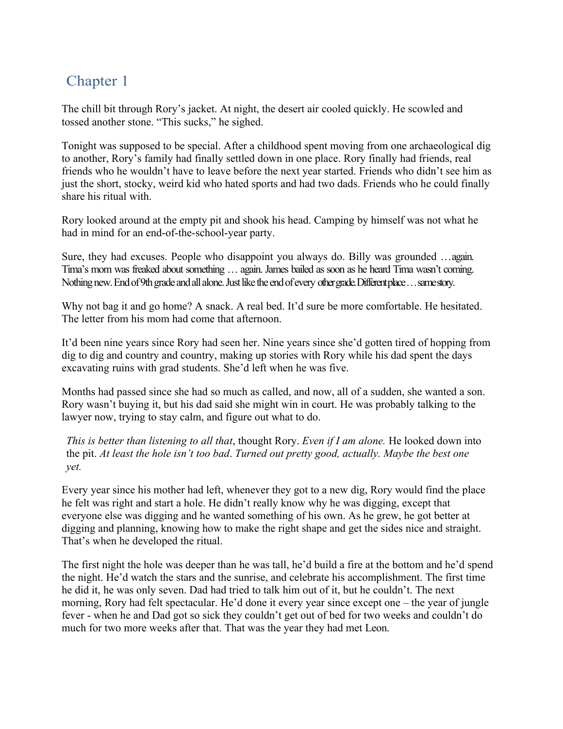## Chapter 1

The chill bit through Rory's jacket. At night, the desert air cooled quickly. He scowled and tossed another stone. "This sucks," he sighed.

Tonight was supposed to be special. After a childhood spent moving from one archaeological dig to another, Rory's family had finally settled down in one place. Rory finally had friends, real friends who he wouldn't have to leave before the next year started. Friends who didn't see him as just the short, stocky, weird kid who hated sports and had two dads. Friends who he could finally share his ritual with.

Rory looked around at the empty pit and shook his head. Camping by himself was not what he had in mind for an end-of-the-school-year party.

Sure, they had excuses. People who disappoint you always do. Billy was grounded …again. Tima's mom was freaked about something … again. James bailed as soon as he heard Tima wasn't coming. Nothing new. End of 9th grade and all alone. Just like the end of every other grade. Different place … same story.

Why not bag it and go home? A snack. A real bed. It'd sure be more comfortable. He hesitated. The letter from his mom had come that afternoon.

It'd been nine years since Rory had seen her. Nine years since she'd gotten tired of hopping from dig to dig and country and country, making up stories with Rory while his dad spent the days excavating ruins with grad students. She'd left when he was five.

Months had passed since she had so much as called, and now, all of a sudden, she wanted a son. Rory wasn't buying it, but his dad said she might win in court. He was probably talking to the lawyer now, trying to stay calm, and figure out what to do.

*This is better than listening to all that*, thought Rory. *Even if I am alone.* He looked down into the pit. *At least the hole isn't too bad. Turned out pretty good, actually. Maybe the best one yet.*

Every year since his mother had left, whenever they got to a new dig, Rory would find the place he felt was right and start a hole. He didn't really know why he was digging, except that everyone else was digging and he wanted something of his own. As he grew, he got better at digging and planning, knowing how to make the right shape and get the sides nice and straight. That's when he developed the ritual.

The first night the hole was deeper than he was tall, he'd build a fire at the bottom and he'd spend the night. He'd watch the stars and the sunrise, and celebrate his accomplishment. The first time he did it, he was only seven. Dad had tried to talk him out of it, but he couldn't. The next morning, Rory had felt spectacular. He'd done it every year since except one – the year of jungle fever - when he and Dad got so sick they couldn't get out of bed for two weeks and couldn't do much for two more weeks after that. That was the year they had met Leon.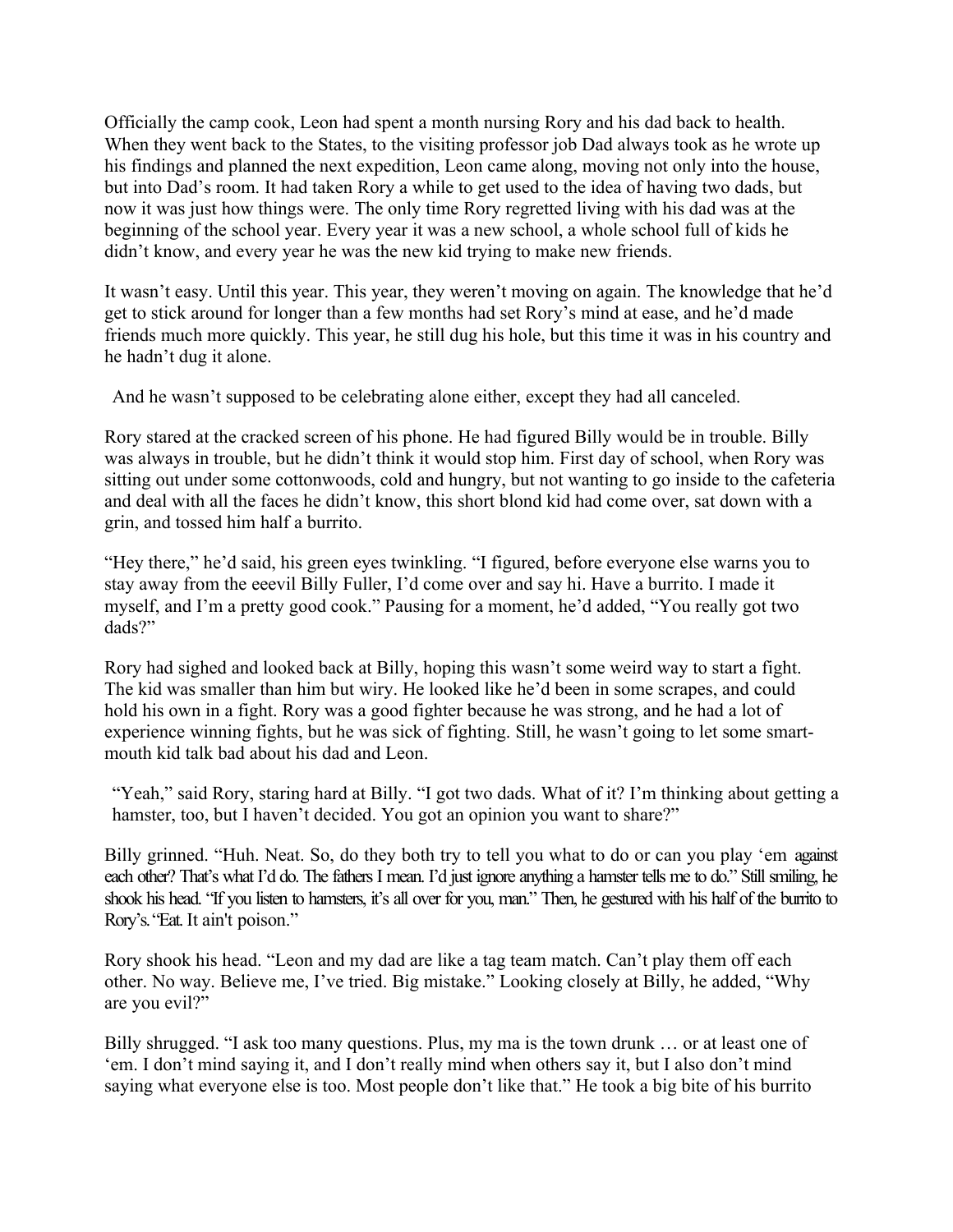Officially the camp cook, Leon had spent a month nursing Rory and his dad back to health. When they went back to the States, to the visiting professor job Dad always took as he wrote up his findings and planned the next expedition, Leon came along, moving not only into the house, but into Dad's room. It had taken Rory a while to get used to the idea of having two dads, but now it was just how things were. The only time Rory regretted living with his dad was at the beginning of the school year. Every year it was a new school, a whole school full of kids he didn't know, and every year he was the new kid trying to make new friends.

It wasn't easy. Until this year. This year, they weren't moving on again. The knowledge that he'd get to stick around for longer than a few months had set Rory's mind at ease, and he'd made friends much more quickly. This year, he still dug his hole, but this time it was in his country and he hadn't dug it alone.

And he wasn't supposed to be celebrating alone either, except they had all canceled.

Rory stared at the cracked screen of his phone. He had figured Billy would be in trouble. Billy was always in trouble, but he didn't think it would stop him. First day of school, when Rory was sitting out under some cottonwoods, cold and hungry, but not wanting to go inside to the cafeteria and deal with all the faces he didn't know, this short blond kid had come over, sat down with a grin, and tossed him half a burrito.

"Hey there," he'd said, his green eyes twinkling. "I figured, before everyone else warns you to stay away from the eeevil Billy Fuller, I'd come over and say hi. Have a burrito. I made it myself, and I'm a pretty good cook." Pausing for a moment, he'd added, "You really got two dads?"

Rory had sighed and looked back at Billy, hoping this wasn't some weird way to start a fight. The kid was smaller than him but wiry. He looked like he'd been in some scrapes, and could hold his own in a fight. Rory was a good fighter because he was strong, and he had a lot of experience winning fights, but he was sick of fighting. Still, he wasn't going to let some smart-mouth kid talk bad about his dad and Leon.

"Yeah," said Rory, staring hard at Billy. "I got two dads. What of it? I'm thinking about getting a hamster, too, but I haven't decided. You got an opinion you want to share?"

Billy grinned. "Huh. Neat. So, do they both try to tell you what to do or can you play 'em against each other? That's what I'd do. The fathers I mean. I'd just ignore anything a hamster tells me to do." Still smiling, he shook his head. "If you listen to hamsters, it's all over for you, man." Then, he gestured with his half of the burrito to Rory's. "Eat. It ain't poison."

Rory shook his head. "Leon and my dad are like a tag team match. Can't play them off each other. No way. Believe me, I've tried. Big mistake." Looking closely at Billy, he added, "Why are you evil?"

Billy shrugged. "I ask too many questions. Plus, my ma is the town drunk … or at least one of 'em. I don't mind saying it, and I don't really mind when others say it, but I also don't mind saying what everyone else is too. Most people don't like that." He took a big bite of his burrito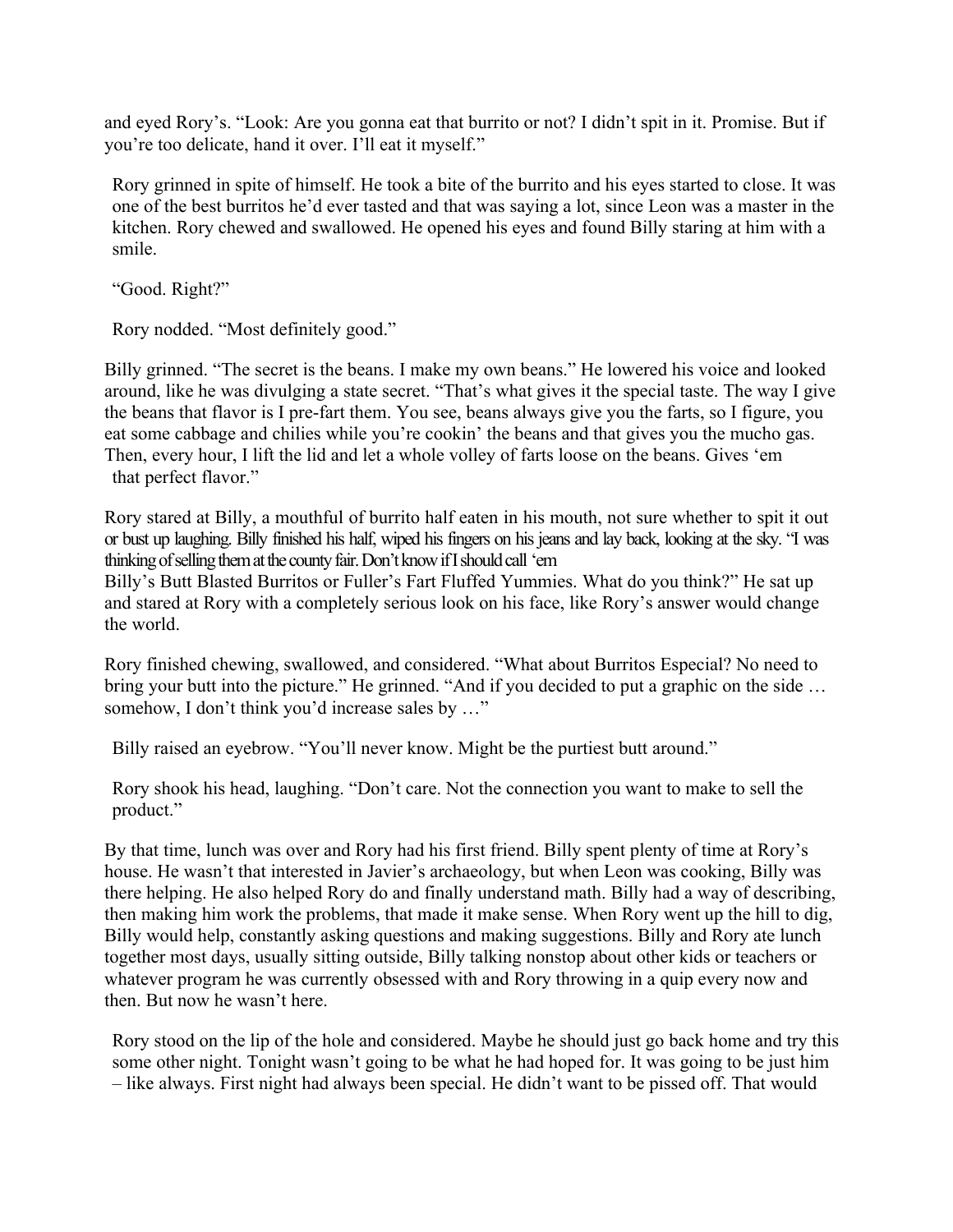and eyed Rory's. "Look: Are you gonna eat that burrito or not? I didn't spit in it. Promise. But if you're too delicate, hand it over. I'll eat it myself."

Rory grinned in spite of himself. He took a bite of the burrito and his eyes started to close. It was one of the best burritos he'd ever tasted and that was saying a lot, since Leon was a master in the kitchen. Rory chewed and swallowed. He opened his eyes and found Billy staring at him with a smile.

"Good. Right?"

Rory nodded. "Most definitely good."

Billy grinned. "The secret is the beans. I make my own beans." He lowered his voice and looked around, like he was divulging a state secret. "That's what gives it the special taste. The way I give the beans that flavor is I pre-fart them. You see, beans always give you the farts, so I figure, you eat some cabbage and chilies while you're cookin' the beans and that gives you the mucho gas. Then, every hour, I lift the lid and let a whole volley of farts loose on the beans. Gives 'em that perfect flavor."

Rory stared at Billy, a mouthful of burrito half eaten in his mouth, not sure whether to spit it out or bust up laughing. Billy finished his half, wiped his fingers on his jeans and lay back, looking at the sky. "I was thinking of selling them at the county fair. Don't know if I should call 'em Billy's Butt Blasted Burritos or Fuller's Fart Fluffed Yummies. What do you think?" He sat up and stared at Rory with a completely serious look on his face, like Rory's answer would change the world.

Rory finished chewing, swallowed, and considered. "What about Burritos Especial? No need to bring your butt into the picture." He grinned. "And if you decided to put a graphic on the side … somehow, I don't think you'd increase sales by …"

Billy raised an eyebrow. "You'll never know. Might be the purtiest butt around."

Rory shook his head, laughing. "Don't care. Not the connection you want to make to sell the product."

By that time, lunch was over and Rory had his first friend. Billy spent plenty of time at Rory's house. He wasn't that interested in Javier's archaeology, but when Leon was cooking, Billy was there helping. He also helped Rory do and finally understand math. Billy had a way of describing, then making him work the problems, that made it make sense. When Rory went up the hill to dig, Billy would help, constantly asking questions and making suggestions. Billy and Rory ate lunch together most days, usually sitting outside, Billy talking nonstop about other kids or teachers or whatever program he was currently obsessed with and Rory throwing in a quip every now and then. But now he wasn't here.

Rory stood on the lip of the hole and considered. Maybe he should just go back home and try this some other night. Tonight wasn't going to be what he had hoped for. It was going to be just him – like always. First night had always been special. He didn't want to be pissed off. That would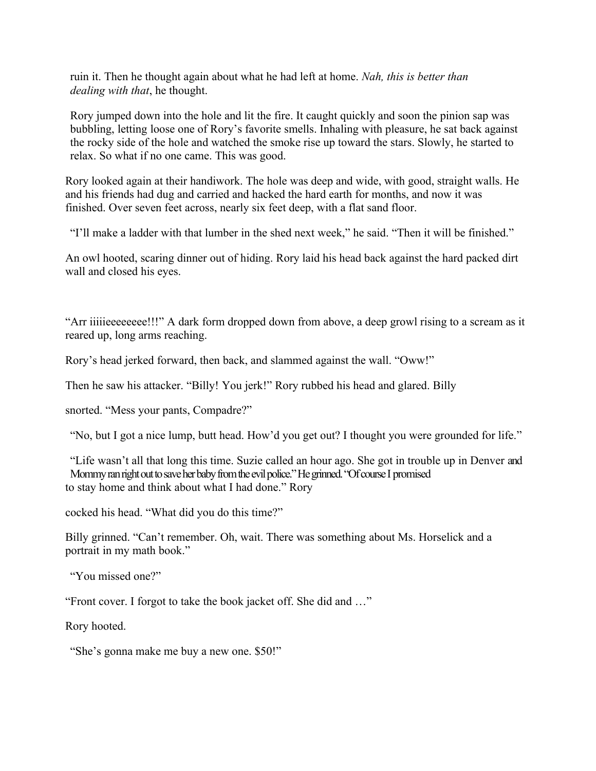ruin it. Then he thought again about what he had left at home. *Nah, this is better than dealing with that*, he thought.

Rory jumped down into the hole and lit the fire. It caught quickly and soon the pinion sap was bubbling, letting loose one of Rory's favorite smells. Inhaling with pleasure, he sat back against the rocky side of the hole and watched the smoke rise up toward the stars. Slowly, he started to relax. So what if no one came. This was good.

Rory looked again at their handiwork. The hole was deep and wide, with good, straight walls. He and his friends had dug and carried and hacked the hard earth for months, and now it was finished. Over seven feet across, nearly six feet deep, with a flat sand floor.

"I'll make a ladder with that lumber in the shed next week," he said. "Then it will be finished."

An owl hooted, scaring dinner out of hiding. Rory laid his head back against the hard packed dirt wall and closed his eyes.

"Arr iiiiieeeeeeee!!!" A dark form dropped down from above, a deep growl rising to a scream as it reared up, long arms reaching.

Rory's head jerked forward, then back, and slammed against the wall. "Oww!"

Then he saw his attacker. "Billy! You jerk!" Rory rubbed his head and glared. Billy snorted. "Mess your pants, Compadre?"

"No, but I got a nice lump, butt head. How'd you get out? I thought you were grounded for life."

"Life wasn't all that long this time. Suzie called an hour ago. She got in trouble up in Denver and Mommy ran right out to save her baby from the evil police." He grinned. "Of course I promised to stay home and think about what I had done." Rory cocked his head. "What did you do this time?"

Billy grinned. "Can't remember. Oh, wait. There was something about Ms. Horselick and a portrait in my math book."

"You missed one?"

"Front cover. I forgot to take the book jacket off. She did and …"

Rory hooted.

"She's gonna make me buy a new one. $50!"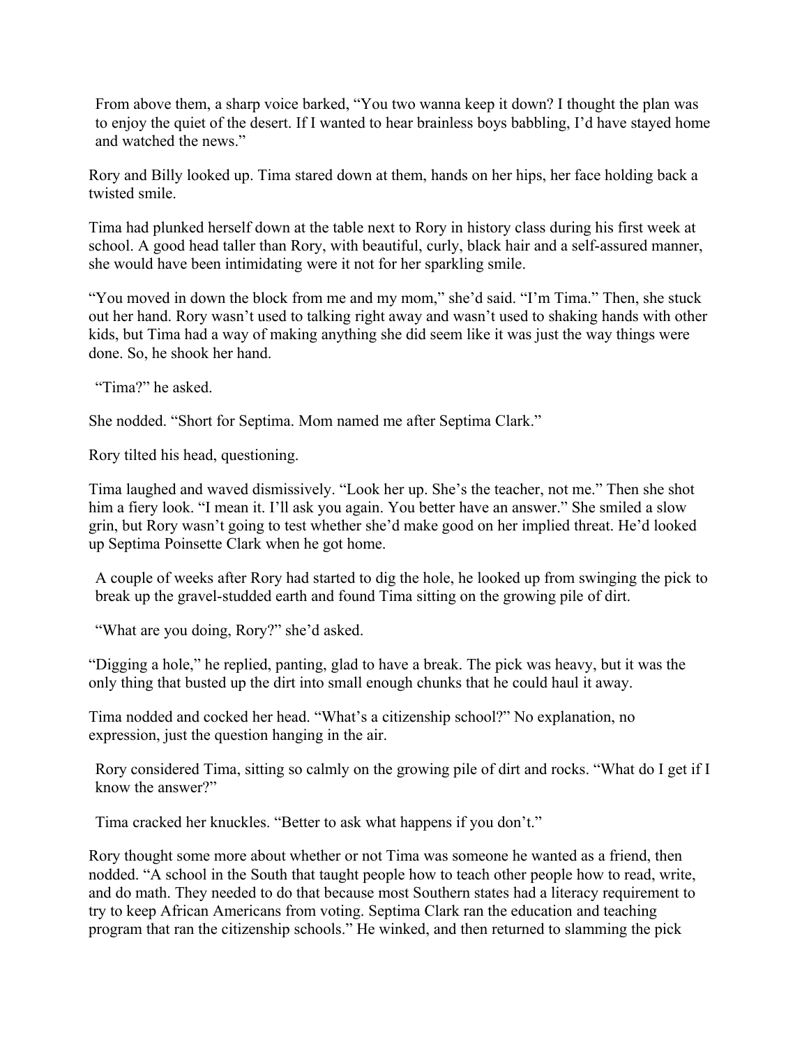From above them, a sharp voice barked, "You two wanna keep it down? I thought the plan was to enjoy the quiet of the desert. If I wanted to hear brainless boys babbling, I'd have stayed home and watched the news."

Rory and Billy looked up. Tima stared down at them, hands on her hips, her face holding back a twisted smile.

Tima had plunked herself down at the table next to Rory in history class during his first week at school. A good head taller than Rory, with beautiful, curly, black hair and a self-assured manner, she would have been intimidating were it not for her sparkling smile.

"You moved in down the block from me and my mom," she'd said. "I'm Tima." Then, she stuck out her hand. Rory wasn't used to talking right away and wasn't used to shaking hands with other kids, but Tima had a way of making anything she did seem like it was just the way things were done. So, he shook her hand.

"Tima?" he asked.

She nodded. "Short for Septima. Mom named me after Septima Clark."

Rory tilted his head, questioning.

Tima laughed and waved dismissively. "Look her up. She's the teacher, not me." Then she shot him a fiery look. "I mean it. I'll ask you again. You better have an answer." She smiled a slow grin, but Rory wasn't going to test whether she'd make good on her implied threat. He'd looked up Septima Poinsette Clark when he got home.

A couple of weeks after Rory had started to dig the hole, he looked up from swinging the pick to break up the gravel-studded earth and found Tima sitting on the growing pile of dirt.

"What are you doing, Rory?" she'd asked.

"Digging a hole," he replied, panting, glad to have a break. The pick was heavy, but it was the only thing that busted up the dirt into small enough chunks that he could haul it away.

Tima nodded and cocked her head. "What's a citizenship school?" No explanation, no expression, just the question hanging in the air.

Rory considered Tima, sitting so calmly on the growing pile of dirt and rocks. "What do I get if I know the answer?"

Tima cracked her knuckles. "Better to ask what happens if you don't."

Rory thought some more about whether or not Tima was someone he wanted as a friend, then nodded. "A school in the South that taught people how to teach other people how to read, write, and do math. They needed to do that because most Southern states had a literacy requirement to try to keep African Americans from voting. Septima Clark ran the education and teaching program that ran the citizenship schools." He winked, and then returned to slamming the pick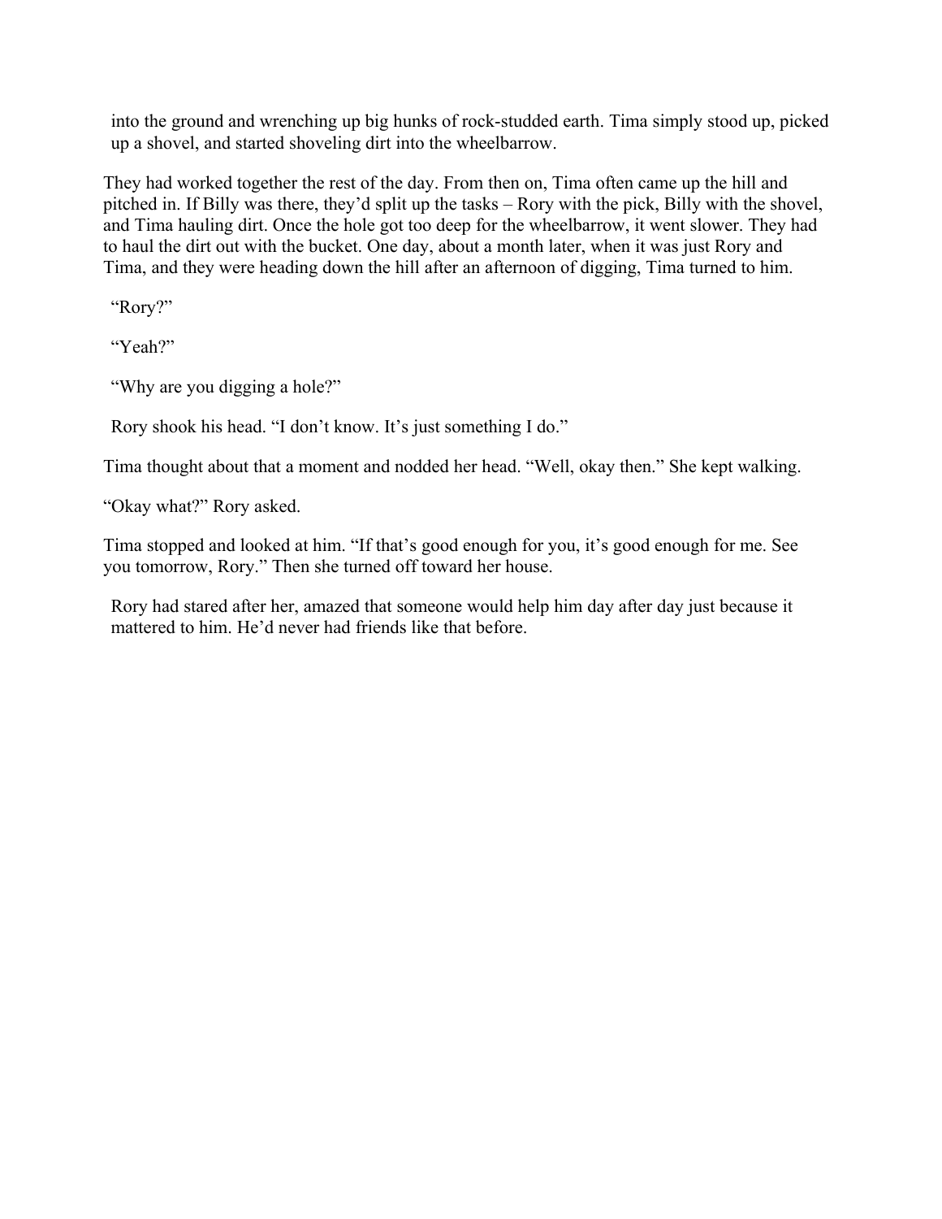into the ground and wrenching up big hunks of rock-studded earth. Tima simply stood up, picked up a shovel, and started shoveling dirt into the wheelbarrow.

They had worked together the rest of the day. From then on, Tima often came up the hill and pitched in. If Billy was there, they'd split up the tasks – Rory with the pick, Billy with the shovel, and Tima hauling dirt. Once the hole got too deep for the wheelbarrow, it went slower. They had to haul the dirt out with the bucket. One day, about a month later, when it was just Rory and Tima, and they were heading down the hill after an afternoon of digging, Tima turned to him.

"Rory?"

"Yeah?"

"Why are you digging a hole?"

Rory shook his head. "I don't know. It's just something I do."

Tima thought about that a moment and nodded her head. "Well, okay then." She kept walking.

"Okay what?" Rory asked.

Tima stopped and looked at him. "If that's good enough for you, it's good enough for me. See you tomorrow, Rory." Then she turned off toward her house.

Rory had stared after her, amazed that someone would help him day after day just because it mattered to him. He'd never had friends like that before.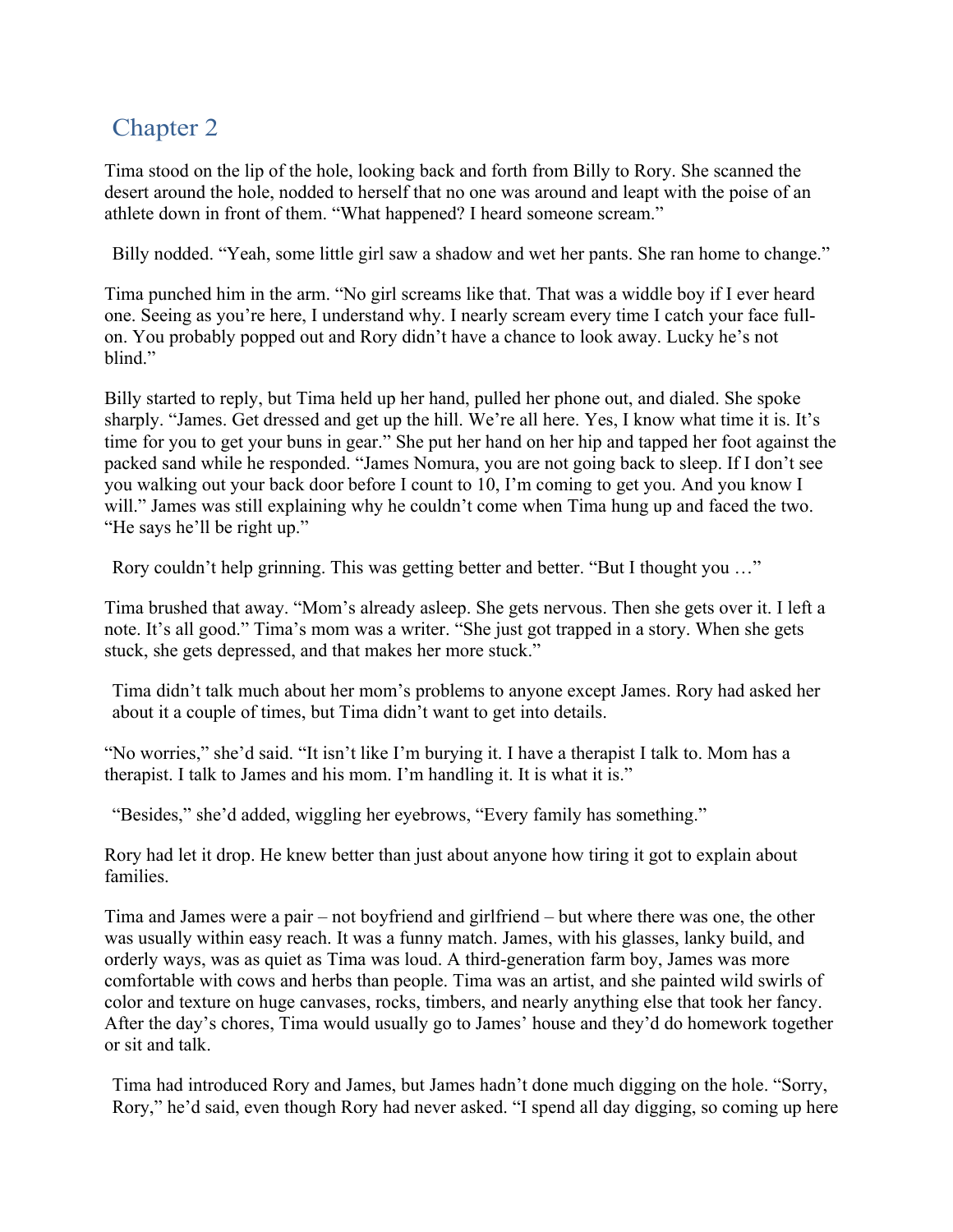## Chapter 2

Tima stood on the lip of the hole, looking back and forth from Billy to Rory. She scanned the desert around the hole, nodded to herself that no one was around and leapt with the poise of an athlete down in front of them. "What happened? I heard someone scream."

Billy nodded. "Yeah, some little girl saw a shadow and wet her pants. She ran home to change."

Tima punched him in the arm. "No girl screams like that. That was a widdle boy if I ever heard one. Seeing as you're here, I understand why. I nearly scream every time I catch your face full-on. You probably popped out and Rory didn't have a chance to look away. Lucky he's not blind."

Billy started to reply, but Tima held up her hand, pulled her phone out, and dialed. She spoke sharply. "James. Get dressed and get up the hill. We're all here. Yes, I know what time it is. It's time for you to get your buns in gear." She put her hand on her hip and tapped her foot against the packed sand while he responded. "James Nomura, you are not going back to sleep. If I don't see you walking out your back door before I count to 10, I'm coming to get you. And you know I will." James was still explaining why he couldn't come when Tima hung up and faced the two. "He says he'll be right up."

Rory couldn't help grinning. This was getting better and better. "But I thought you …"

Tima brushed that away. "Mom's already asleep. She gets nervous. Then she gets over it. I left a note. It's all good." Tima's mom was a writer. "She just got trapped in a story. When she gets stuck, she gets depressed, and that makes her more stuck."

Tima didn't talk much about her mom's problems to anyone except James. Rory had asked her about it a couple of times, but Tima didn't want to get into details.

"No worries," she'd said. "It isn't like I'm burying it. I have a therapist I talk to. Mom has a therapist. I talk to James and his mom. I'm handling it. It is what it is."

"Besides," she'd added, wiggling her eyebrows, "Every family has something."

Rory had let it drop. He knew better than just about anyone how tiring it got to explain about families.

Tima and James were a pair – not boyfriend and girlfriend – but where there was one, the other was usually within easy reach. It was a funny match. James, with his glasses, lanky build, and orderly ways, was as quiet as Tima was loud. A third-generation farm boy, James was more comfortable with cows and herbs than people. Tima was an artist, and she painted wild swirls of color and texture on huge canvases, rocks, timbers, and nearly anything else that took her fancy. After the day's chores, Tima would usually go to James' house and they'd do homework together or sit and talk.

Tima had introduced Rory and James, but James hadn't done much digging on the hole. "Sorry, Rory," he'd said, even though Rory had never asked. "I spend all day digging, so coming up here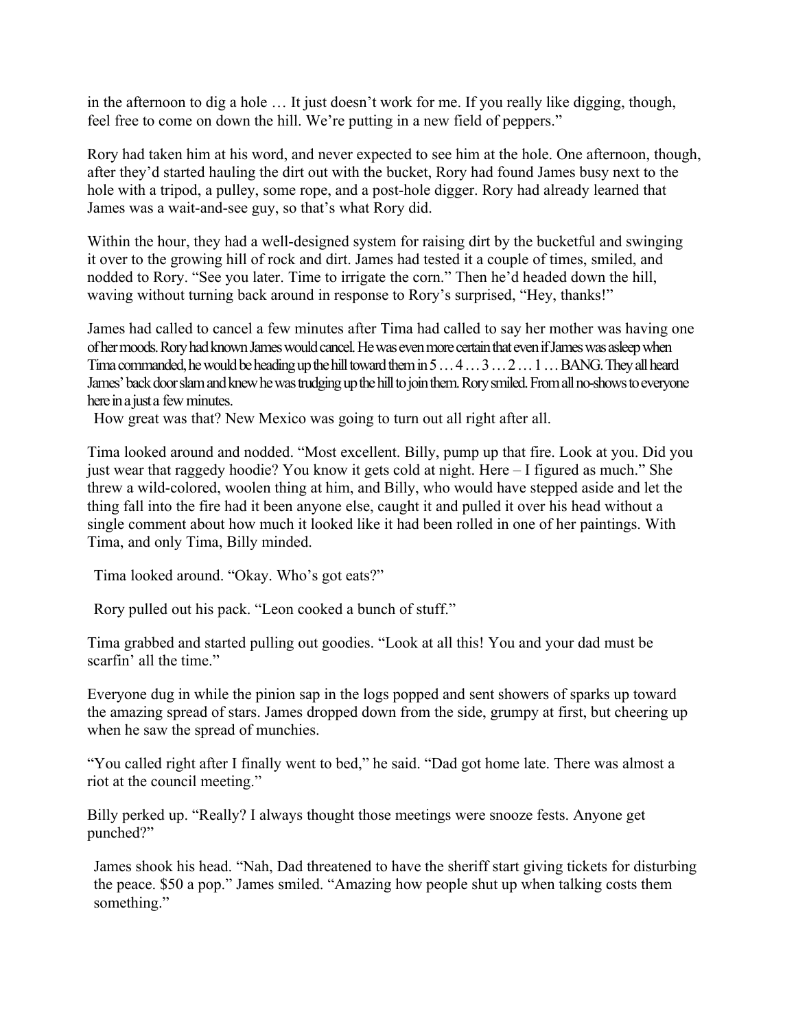in the afternoon to dig a hole … It just doesn't work for me. If you really like digging, though, feel free to come on down the hill. We're putting in a new field of peppers."

Rory had taken him at his word, and never expected to see him at the hole. One afternoon, though, after they'd started hauling the dirt out with the bucket, Rory had found James busy next to the hole with a tripod, a pulley, some rope, and a post-hole digger. Rory had already learned that James was a wait-and-see guy, so that's what Rory did.

Within the hour, they had a well-designed system for raising dirt by the bucketful and swinging it over to the growing hill of rock and dirt. James had tested it a couple of times, smiled, and nodded to Rory. "See you later. Time to irrigate the corn." Then he'd headed down the hill, waving without turning back around in response to Rory's surprised, "Hey, thanks!"

James had called to cancel a few minutes after Tima had called to say her mother was having one of her moods. Rory had known James would cancel. He was even more certain that even if James was asleep when Tima commanded, he would be heading up the hill toward them in 5 … 4 … 3 … 2 … 1 … BANG. They all heard James' back door slam and knew he was trudging up the hill to join them. Rory smiled. From all no-shows to everyone here in a just a few minutes.

How great was that? New Mexico was going to turn out all right after all.

Tima looked around and nodded. "Most excellent. Billy, pump up that fire. Look at you. Did you just wear that raggedy hoodie? You know it gets cold at night. Here – I figured as much." She threw a wild-colored, woolen thing at him, and Billy, who would have stepped aside and let the thing fall into the fire had it been anyone else, caught it and pulled it over his head without a single comment about how much it looked like it had been rolled in one of her paintings. With Tima, and only Tima, Billy minded.

Tima looked around. "Okay. Who's got eats?"

Rory pulled out his pack. "Leon cooked a bunch of stuff."

Tima grabbed and started pulling out goodies. "Look at all this! You and your dad must be scarfin' all the time."

Everyone dug in while the pinion sap in the logs popped and sent showers of sparks up toward the amazing spread of stars. James dropped down from the side, grumpy at first, but cheering up when he saw the spread of munchies.

"You called right after I finally went to bed," he said. "Dad got home late. There was almost a riot at the council meeting."

Billy perked up. "Really? I always thought those meetings were snooze fests. Anyone get punched?"

James shook his head. "Nah, Dad threatened to have the sheriff start giving tickets for disturbing the peace. $50 a pop." James smiled. "Amazing how people shut up when talking costs them something."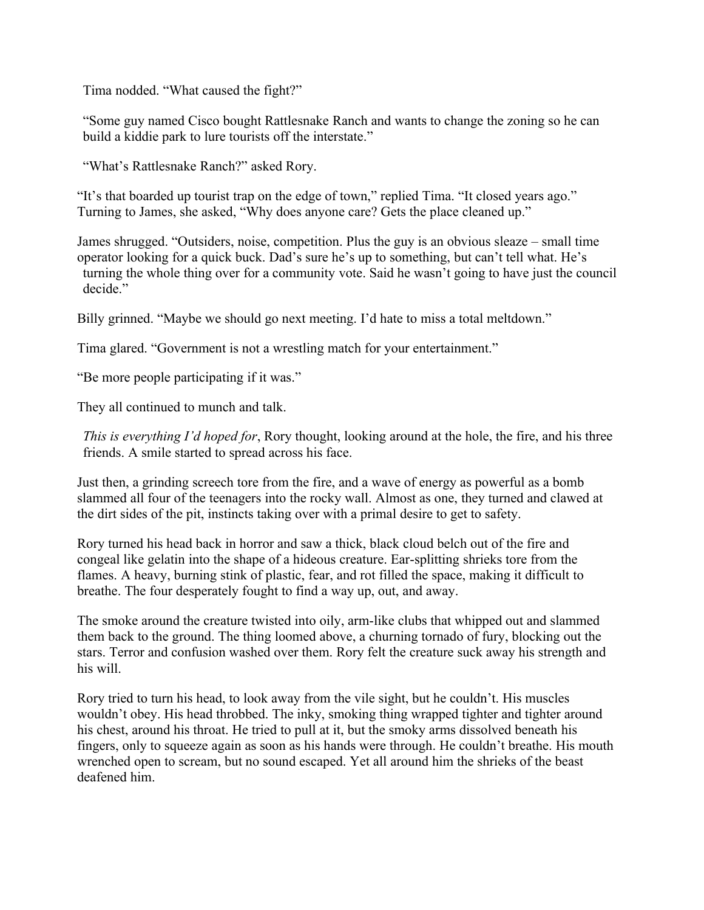Tima nodded. "What caused the fight?"

"Some guy named Cisco bought Rattlesnake Ranch and wants to change the zoning so he can build a kiddie park to lure tourists off the interstate."

"What's Rattlesnake Ranch?" asked Rory.

"It's that boarded up tourist trap on the edge of town," replied Tima. "It closed years ago." Turning to James, she asked, "Why does anyone care? Gets the place cleaned up."

James shrugged. "Outsiders, noise, competition. Plus the guy is an obvious sleaze – small time operator looking for a quick buck. Dad's sure he's up to something, but can't tell what. He's turning the whole thing over for a community vote. Said he wasn't going to have just the council decide."

Billy grinned. "Maybe we should go next meeting. I'd hate to miss a total meltdown."

Tima glared. "Government is not a wrestling match for your entertainment."

"Be more people participating if it was."

They all continued to munch and talk.

*This is everything I'd hoped for*, Rory thought, looking around at the hole, the fire, and his three friends. A smile started to spread across his face.

Just then, a grinding screech tore from the fire, and a wave of energy as powerful as a bomb slammed all four of the teenagers into the rocky wall. Almost as one, they turned and clawed at the dirt sides of the pit, instincts taking over with a primal desire to get to safety.

Rory turned his head back in horror and saw a thick, black cloud belch out of the fire and congeal like gelatin into the shape of a hideous creature. Ear-splitting shrieks tore from the flames. A heavy, burning stink of plastic, fear, and rot filled the space, making it difficult to breathe. The four desperately fought to find a way up, out, and away.

The smoke around the creature twisted into oily, arm-like clubs that whipped out and slammed them back to the ground. The thing loomed above, a churning tornado of fury, blocking out the stars. Terror and confusion washed over them. Rory felt the creature suck away his strength and his will.

Rory tried to turn his head, to look away from the vile sight, but he couldn't. His muscles wouldn't obey. His head throbbed. The inky, smoking thing wrapped tighter and tighter around his chest, around his throat. He tried to pull at it, but the smoky arms dissolved beneath his fingers, only to squeeze again as soon as his hands were through. He couldn't breathe. His mouth wrenched open to scream, but no sound escaped. Yet all around him the shrieks of the beast deafened him.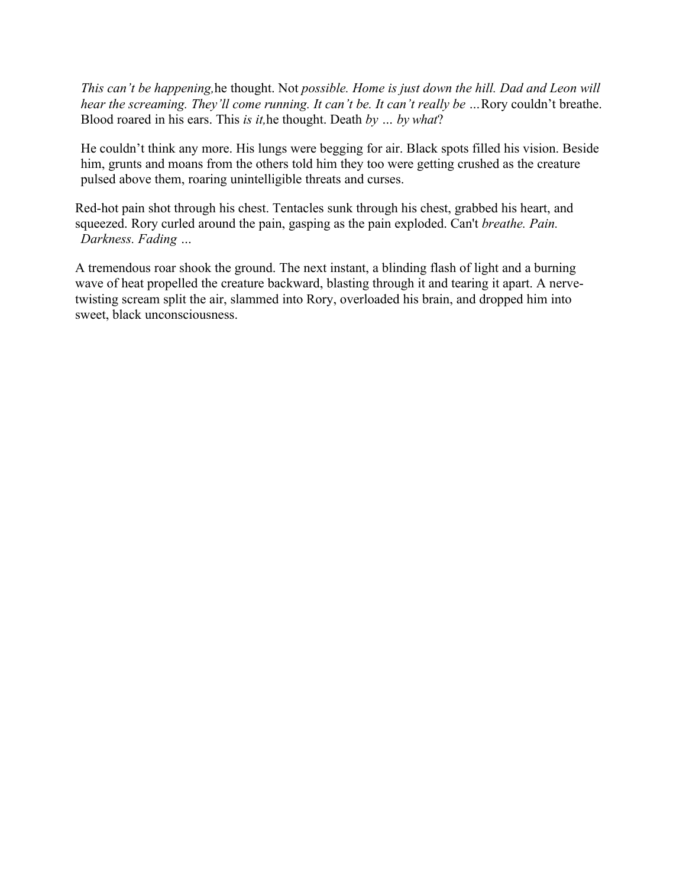*This can't be happening,* he thought. Not *possible. Home is just down the hill. Dad and Leon will hear the screaming. They'll come running. It can't be. It can't really be …* Rory couldn't breathe. Blood roared in his ears. This *is it,* he thought. Death *by … by what*?

He couldn't think any more. His lungs were begging for air. Black spots filled his vision. Beside him, grunts and moans from the others told him they too were getting crushed as the creature pulsed above them, roaring unintelligible threats and curses.

Red-hot pain shot through his chest. Tentacles sunk through his chest, grabbed his heart, and squeezed. Rory curled around the pain, gasping as the pain exploded. Can't *breathe. Pain. Darkness. Fading …*

A tremendous roar shook the ground. The next instant, a blinding flash of light and a burning wave of heat propelled the creature backward, blasting through it and tearing it apart. A nerve-twisting scream split the air, slammed into Rory, overloaded his brain, and dropped him into sweet, black unconsciousness.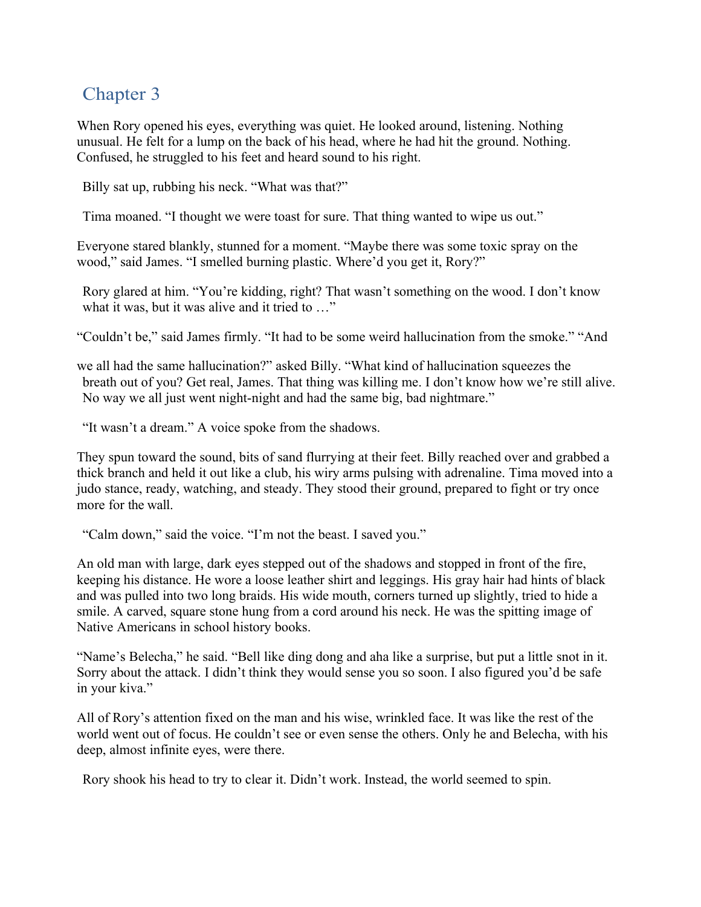## Chapter 3

When Rory opened his eyes, everything was quiet. He looked around, listening. Nothing unusual. He felt for a lump on the back of his head, where he had hit the ground. Nothing. Confused, he struggled to his feet and heard sound to his right.

Billy sat up, rubbing his neck. "What was that?"

Tima moaned. "I thought we were toast for sure. That thing wanted to wipe us out."

Everyone stared blankly, stunned for a moment. "Maybe there was some toxic spray on the wood," said James. "I smelled burning plastic. Where'd you get it, Rory?"

Rory glared at him. "You're kidding, right? That wasn't something on the wood. I don't know what it was, but it was alive and it tried to …"

"Couldn't be," said James firmly. "It had to be some weird hallucination from the smoke." "And we all had the same hallucination?" asked Billy. "What kind of hallucination squeezes the breath out of you? Get real, James. That thing was killing me. I don't know how we're still alive. No way we all just went night-night and had the same big, bad nightmare."

"It wasn't a dream." A voice spoke from the shadows.

They spun toward the sound, bits of sand flurrying at their feet. Billy reached over and grabbed a thick branch and held it out like a club, his wiry arms pulsing with adrenaline. Tima moved into a judo stance, ready, watching, and steady. They stood their ground, prepared to fight or try once more for the wall.

"Calm down," said the voice. "I'm not the beast. I saved you."

An old man with large, dark eyes stepped out of the shadows and stopped in front of the fire, keeping his distance. He wore a loose leather shirt and leggings. His gray hair had hints of black and was pulled into two long braids. His wide mouth, corners turned up slightly, tried to hide a smile. A carved, square stone hung from a cord around his neck. He was the spitting image of Native Americans in school history books.

"Name's Belecha," he said. "Bell like ding dong and aha like a surprise, but put a little snot in it. Sorry about the attack. I didn't think they would sense you so soon. I also figured you'd be safe in your kiva."

All of Rory's attention fixed on the man and his wise, wrinkled face. It was like the rest of the world went out of focus. He couldn't see or even sense the others. Only he and Belecha, with his deep, almost infinite eyes, were there.

Rory shook his head to try to clear it. Didn't work. Instead, the world seemed to spin.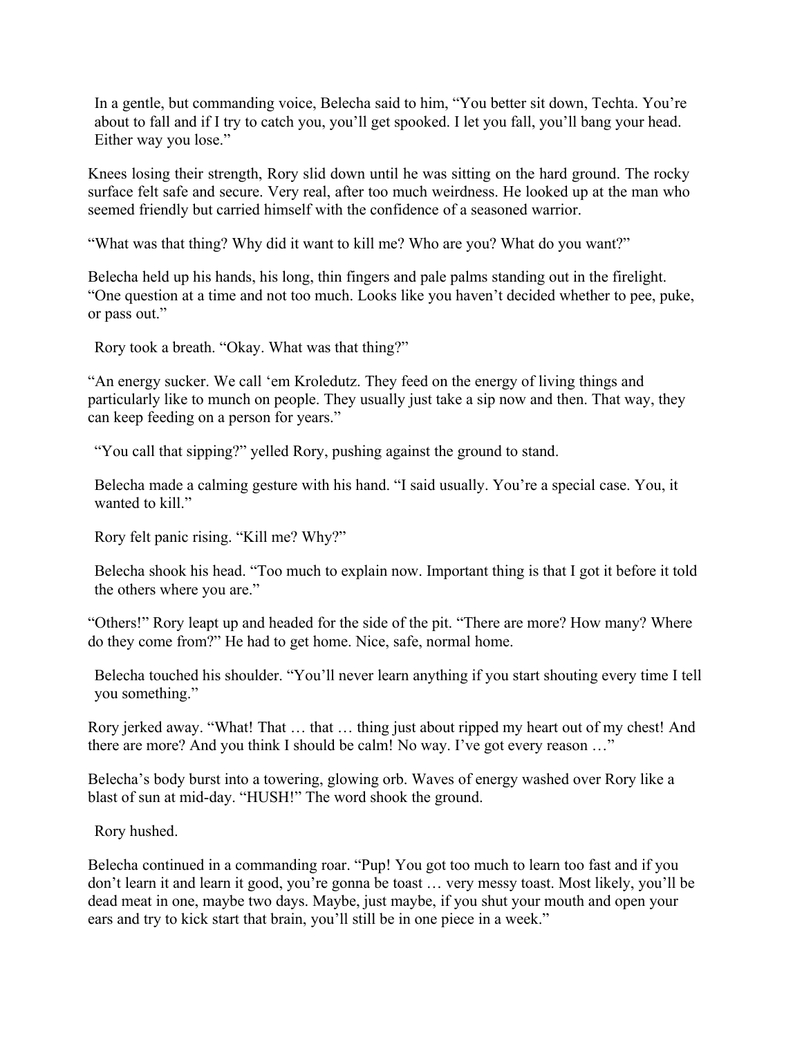In a gentle, but commanding voice, Belecha said to him, “You better sit down, Techta. You’re about to fall and if I try to catch you, you’ll get spooked. I let you fall, you’ll bang your head. Either way you lose.”

Knees losing their strength, Rory slid down until he was sitting on the hard ground. The rocky surface felt safe and secure. Very real, after too much weirdness. He looked up at the man who seemed friendly but carried himself with the confidence of a seasoned warrior.

“What was that thing? Why did it want to kill me? Who are you? What do you want?”

Belecha held up his hands, his long, thin fingers and pale palms standing out in the firelight. “One question at a time and not too much. Looks like you haven’t decided whether to pee, puke, or pass out.”

Rory took a breath. “Okay. What was that thing?”

“An energy sucker. We call ‘em Kroledutz. They feed on the energy of living things and particularly like to munch on people. They usually just take a sip now and then. That way, they can keep feeding on a person for years.”

“You call that sipping?” yelled Rory, pushing against the ground to stand.

Belecha made a calming gesture with his hand. “I said usually. You’re a special case. You, it wanted to kill.”

Rory felt panic rising. “Kill me? Why?”

Belecha shook his head. “Too much to explain now. Important thing is that I got it before it told the others where you are.”

“Others!” Rory leapt up and headed for the side of the pit. “There are more? How many? Where do they come from?” He had to get home. Nice, safe, normal home.

Belecha touched his shoulder. “You’ll never learn anything if you start shouting every time I tell you something.”

Rory jerked away. “What! That … that … thing just about ripped my heart out of my chest! And there are more? And you think I should be calm! No way. I’ve got every reason …”

Belecha’s body burst into a towering, glowing orb. Waves of energy washed over Rory like a blast of sun at mid-day. “HUSH!” The word shook the ground.

Rory hushed.

Belecha continued in a commanding roar. “Pup! You got too much to learn too fast and if you don’t learn it and learn it good, you’re gonna be toast … very messy toast. Most likely, you’ll be dead meat in one, maybe two days. Maybe, just maybe, if you shut your mouth and open your ears and try to kick start that brain, you’ll still be in one piece in a week.”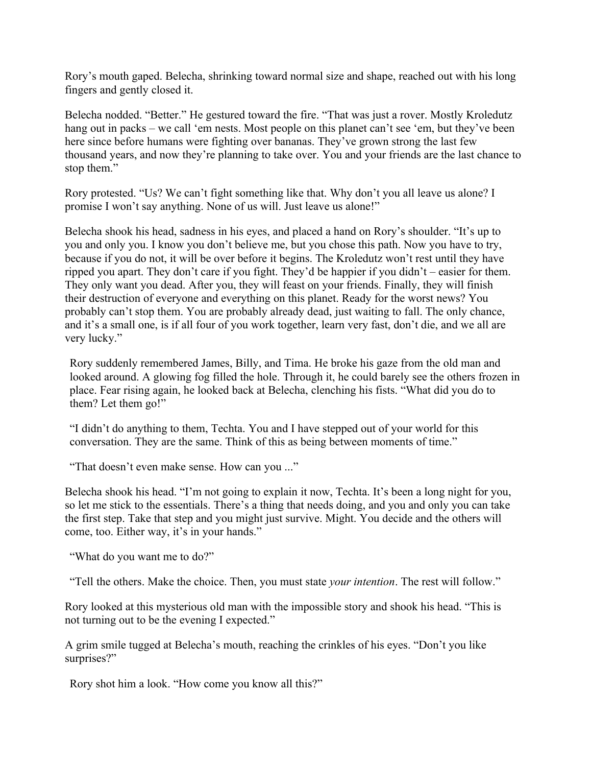Rory's mouth gaped. Belecha, shrinking toward normal size and shape, reached out with his long fingers and gently closed it.

Belecha nodded. "Better." He gestured toward the fire. "That was just a rover. Mostly Kroledutz hang out in packs – we call 'em nests. Most people on this planet can't see 'em, but they've been here since before humans were fighting over bananas. They've grown strong the last few thousand years, and now they're planning to take over. You and your friends are the last chance to stop them."

Rory protested. "Us? We can't fight something like that. Why don't you all leave us alone? I promise I won't say anything. None of us will. Just leave us alone!"

Belecha shook his head, sadness in his eyes, and placed a hand on Rory's shoulder. "It's up to you and only you. I know you don't believe me, but you chose this path. Now you have to try, because if you do not, it will be over before it begins. The Kroledutz won't rest until they have ripped you apart. They don't care if you fight. They'd be happier if you didn't – easier for them. They only want you dead. After you, they will feast on your friends. Finally, they will finish their destruction of everyone and everything on this planet. Ready for the worst news? You probably can't stop them. You are probably already dead, just waiting to fall. The only chance, and it's a small one, is if all four of you work together, learn very fast, don't die, and we all are very lucky."

Rory suddenly remembered James, Billy, and Tima. He broke his gaze from the old man and looked around. A glowing fog filled the hole. Through it, he could barely see the others frozen in place. Fear rising again, he looked back at Belecha, clenching his fists. "What did you do to them? Let them go!"

"I didn't do anything to them, Techta. You and I have stepped out of your world for this conversation. They are the same. Think of this as being between moments of time."

"That doesn't even make sense. How can you ..."

Belecha shook his head. "I'm not going to explain it now, Techta. It's been a long night for you, so let me stick to the essentials. There's a thing that needs doing, and you and only you can take the first step. Take that step and you might just survive. Might. You decide and the others will come, too. Either way, it's in your hands."

"What do you want me to do?"

"Tell the others. Make the choice. Then, you must state *your intention*. The rest will follow."

Rory looked at this mysterious old man with the impossible story and shook his head. "This is not turning out to be the evening I expected."

A grim smile tugged at Belecha's mouth, reaching the crinkles of his eyes. "Don't you like surprises?"

Rory shot him a look. "How come you know all this?"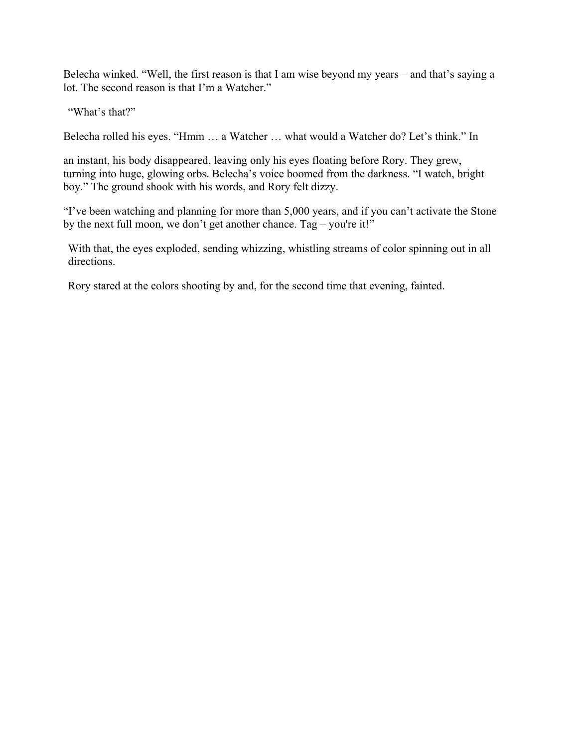Belecha winked. "Well, the first reason is that I am wise beyond my years – and that's saying a lot. The second reason is that I'm a Watcher."

"What's that?"

Belecha rolled his eyes. "Hmm … a Watcher … what would a Watcher do? Let's think." In an instant, his body disappeared, leaving only his eyes floating before Rory. They grew, turning into huge, glowing orbs. Belecha's voice boomed from the darkness. "I watch, bright boy." The ground shook with his words, and Rory felt dizzy.

"I've been watching and planning for more than 5,000 years, and if you can't activate the Stone by the next full moon, we don't get another chance. Tag – you're it!"

With that, the eyes exploded, sending whizzing, whistling streams of color spinning out in all directions.

Rory stared at the colors shooting by and, for the second time that evening, fainted.